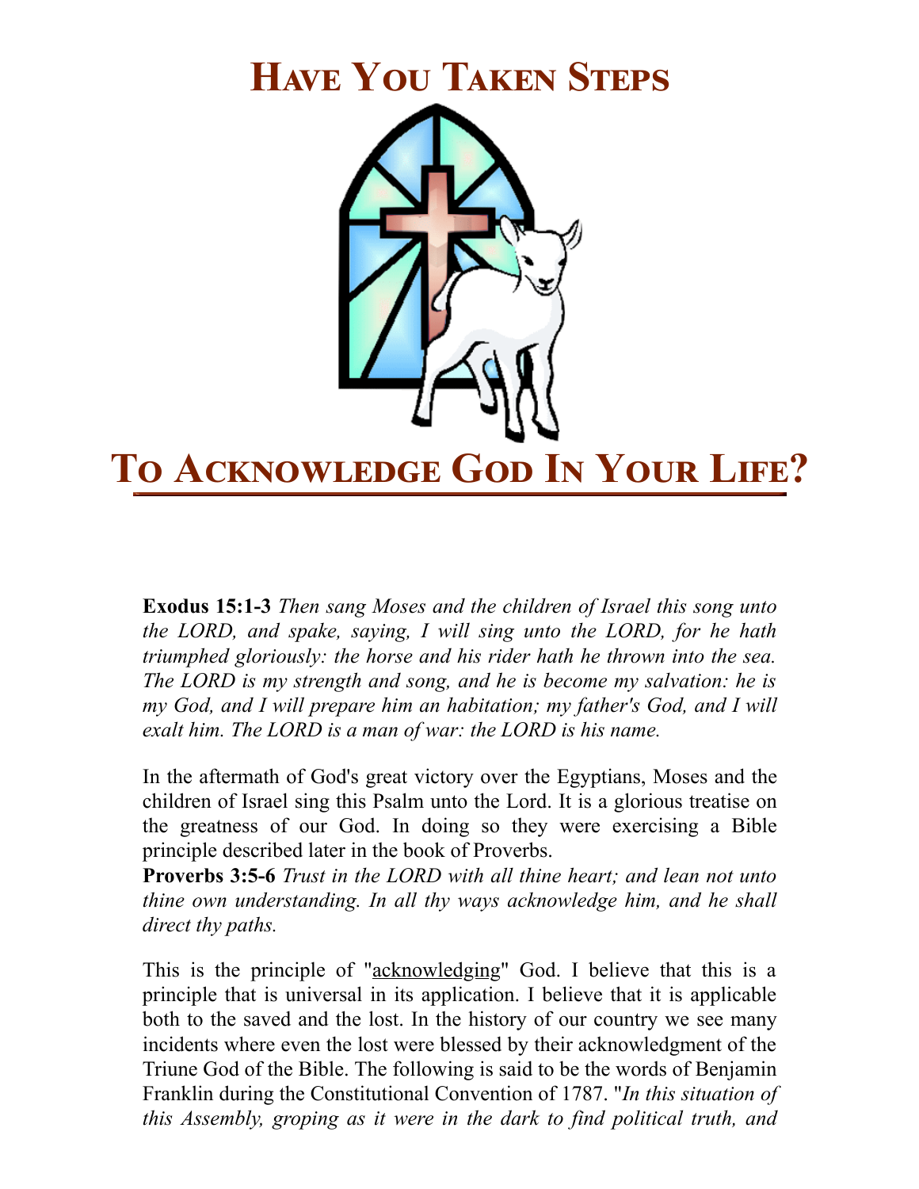# Have You Taken Steps To Acknowledge God In Your Life?

**Exodus 15:1-3** *Then sang Moses and the children of Israel this song unto the LORD, and spake, saying, I will sing unto the LORD, for he hath triumphed gloriously: the horse and his rider hath he thrown into the sea. The LORD is my strength and song, and he is become my salvation: he is my God, and I will prepare him an habitation; my father's God, and I will exalt him. The LORD is a man of war: the LORD is his name.*

In the aftermath of God's great victory over the Egyptians, Moses and the children of Israel sing this Psalm unto the Lord. It is a glorious treatise on the greatness of our God. In doing so they were exercising a Bible principle described later in the book of Proverbs.

**Proverbs 3:5-6** *Trust in the LORD with all thine heart; and lean not unto thine own understanding. In all thy ways acknowledge him, and he shall direct thy paths.*

This is the principle of "acknowledging" God. I believe that this is a principle that is universal in its application. I believe that it is applicable both to the saved and the lost. In the history of our country we see many incidents where even the lost were blessed by their acknowledgment of the Triune God of the Bible. The following is said to be the words of Benjamin Franklin during the Constitutional Convention of 1787. "*In this situation of this Assembly, groping as it were in the dark to find political truth, and*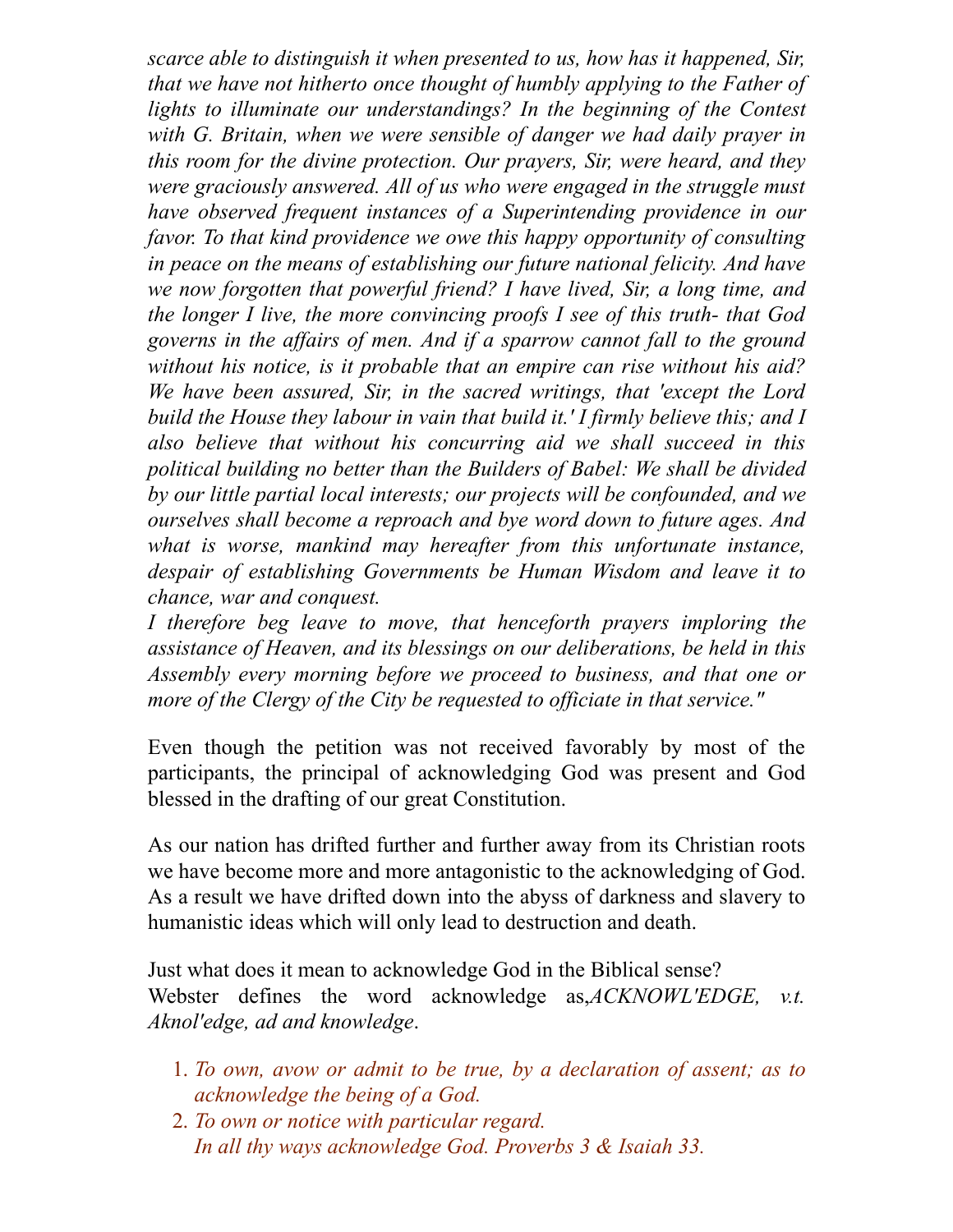*scarce able to distinguish it when presented to us, how has it happened, Sir, that we have not hitherto once thought of humbly applying to the Father of lights to illuminate our understandings? In the beginning of the Contest with G. Britain, when we were sensible of danger we had daily prayer in this room for the divine protection. Our prayers, Sir, were heard, and they were graciously answered. All of us who were engaged in the struggle must have observed frequent instances of a Superintending providence in our favor. To that kind providence we owe this happy opportunity of consulting in peace on the means of establishing our future national felicity. And have we now forgotten that powerful friend? I have lived, Sir, a long time, and the longer I live, the more convincing proofs I see of this truth- that God governs in the affairs of men. And if a sparrow cannot fall to the ground without his notice, is it probable that an empire can rise without his aid? We have been assured, Sir, in the sacred writings, that 'except the Lord build the House they labour in vain that build it.' I firmly believe this; and I also believe that without his concurring aid we shall succeed in this political building no better than the Builders of Babel: We shall be divided by our little partial local interests; our projects will be confounded, and we ourselves shall become a reproach and bye word down to future ages. And what is worse, mankind may hereafter from this unfortunate instance, despair of establishing Governments be Human Wisdom and leave it to chance, war and conquest.*

*I therefore beg leave to move, that henceforth prayers imploring the assistance of Heaven, and its blessings on our deliberations, be held in this Assembly every morning before we proceed to business, and that one or more of the Clergy of the City be requested to officiate in that service."*

Even though the petition was not received favorably by most of the participants, the principal of acknowledging God was present and God blessed in the drafting of our great Constitution.

As our nation has drifted further and further away from its Christian roots we have become more and more antagonistic to the acknowledging of God. As a result we have drifted down into the abyss of darkness and slavery to humanistic ideas which will only lead to destruction and death.

Just what does it mean to acknowledge God in the Biblical sense?
Webster defines the word acknowledge as,*ACKNOWL'EDGE, v.t. Aknol'edge, ad and knowledge*.

1. *To own, avow or admit to be true, by a declaration of assent; as to acknowledge the being of a God.*
2. *To own or notice with particular regard.*
   *In all thy ways acknowledge God. Proverbs 3 & Isaiah 33.*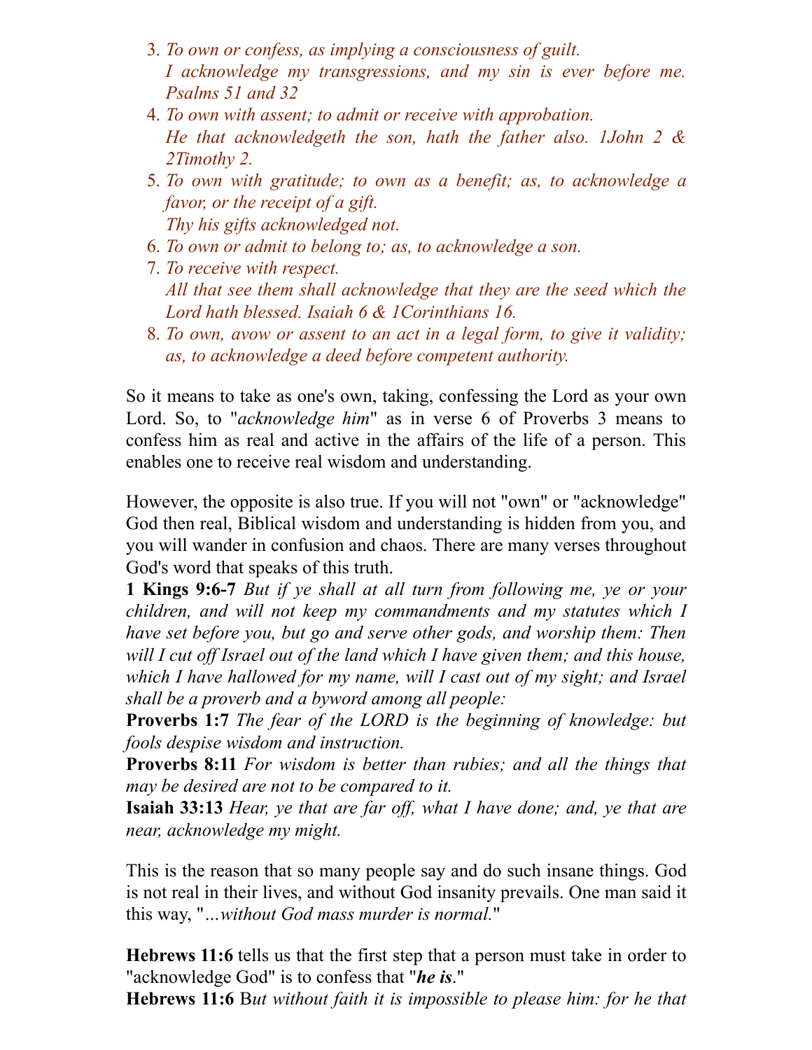3. *To own or confess, as implying a consciousness of guilt.*
   *I acknowledge my transgressions, and my sin is ever before me. Psalms 51 and 32*
4. *To own with assent; to admit or receive with approbation.*
   *He that acknowledgeth the son, hath the father also. 1John 2 & 2Timothy 2.*
5. *To own with gratitude; to own as a benefit; as, to acknowledge a favor, or the receipt of a gift.*
   *Thy his gifts acknowledged not.*
6. *To own or admit to belong to; as, to acknowledge a son.*
7. *To receive with respect.*
   *All that see them shall acknowledge that they are the seed which the Lord hath blessed. Isaiah 6 & 1Corinthians 16.*
8. *To own, avow or assent to an act in a legal form, to give it validity; as, to acknowledge a deed before competent authority.*

So it means to take as one's own, taking, confessing the Lord as your own Lord. So, to "*acknowledge him*" as in verse 6 of Proverbs 3 means to confess him as real and active in the affairs of the life of a person. This enables one to receive real wisdom and understanding.

However, the opposite is also true. If you will not "own" or "acknowledge" God then real, Biblical wisdom and understanding is hidden from you, and you will wander in confusion and chaos. There are many verses throughout God's word that speaks of this truth.

**1 Kings 9:6-7** *But if ye shall at all turn from following me, ye or your children, and will not keep my commandments and my statutes which I have set before you, but go and serve other gods, and worship them: Then will I cut off Israel out of the land which I have given them; and this house, which I have hallowed for my name, will I cast out of my sight; and Israel shall be a proverb and a byword among all people:*

**Proverbs 1:7** *The fear of the LORD is the beginning of knowledge: but fools despise wisdom and instruction.*

**Proverbs 8:11** *For wisdom is better than rubies; and all the things that may be desired are not to be compared to it.*

**Isaiah 33:13** *Hear, ye that are far off, what I have done; and, ye that are near, acknowledge my might.*

This is the reason that so many people say and do such insane things. God is not real in their lives, and without God insanity prevails. One man said it this way, "*...without God mass murder is normal.*"

**Hebrews 11:6** tells us that the first step that a person must take in order to "acknowledge God" is to confess that "***he is***."

**Hebrews 11:6** B*ut without faith it is impossible to please him: for he that*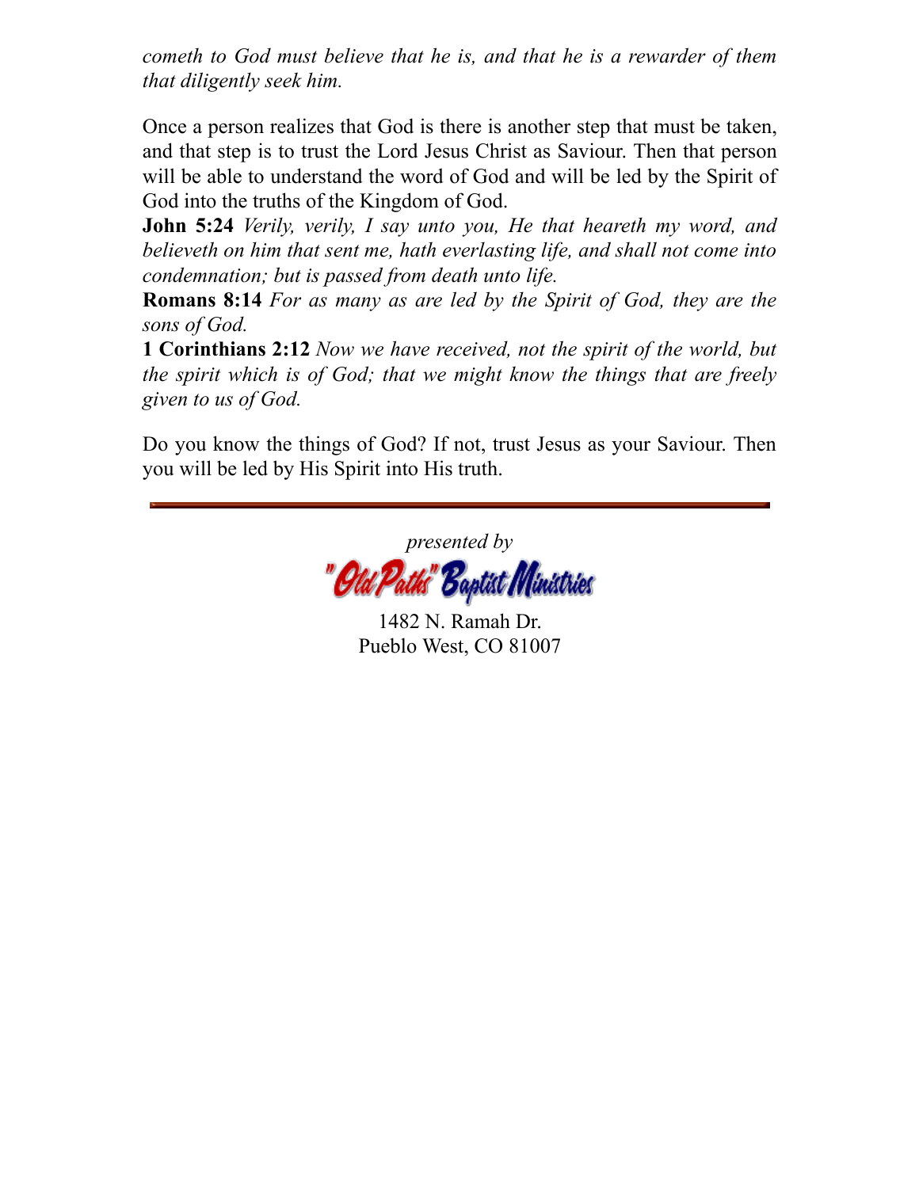*cometh to God must believe that he is, and that he is a rewarder of them that diligently seek him.*

Once a person realizes that God is there is another step that must be taken, and that step is to trust the Lord Jesus Christ as Saviour. Then that person will be able to understand the word of God and will be led by the Spirit of God into the truths of the Kingdom of God.

**John 5:24** *Verily, verily, I say unto you, He that heareth my word, and believeth on him that sent me, hath everlasting life, and shall not come into condemnation; but is passed from death unto life.*

**Romans 8:14** *For as many as are led by the Spirit of God, they are the sons of God.*

**1 Corinthians 2:12** *Now we have received, not the spirit of the world, but the spirit which is of God; that we might know the things that are freely given to us of God.*

Do you know the things of God? If not, trust Jesus as your Saviour. Then you will be led by His Spirit into His truth.

---

*presented by*

"Old Paths" Baptist Ministries

1482 N. Ramah Dr.
Pueblo West, CO 81007